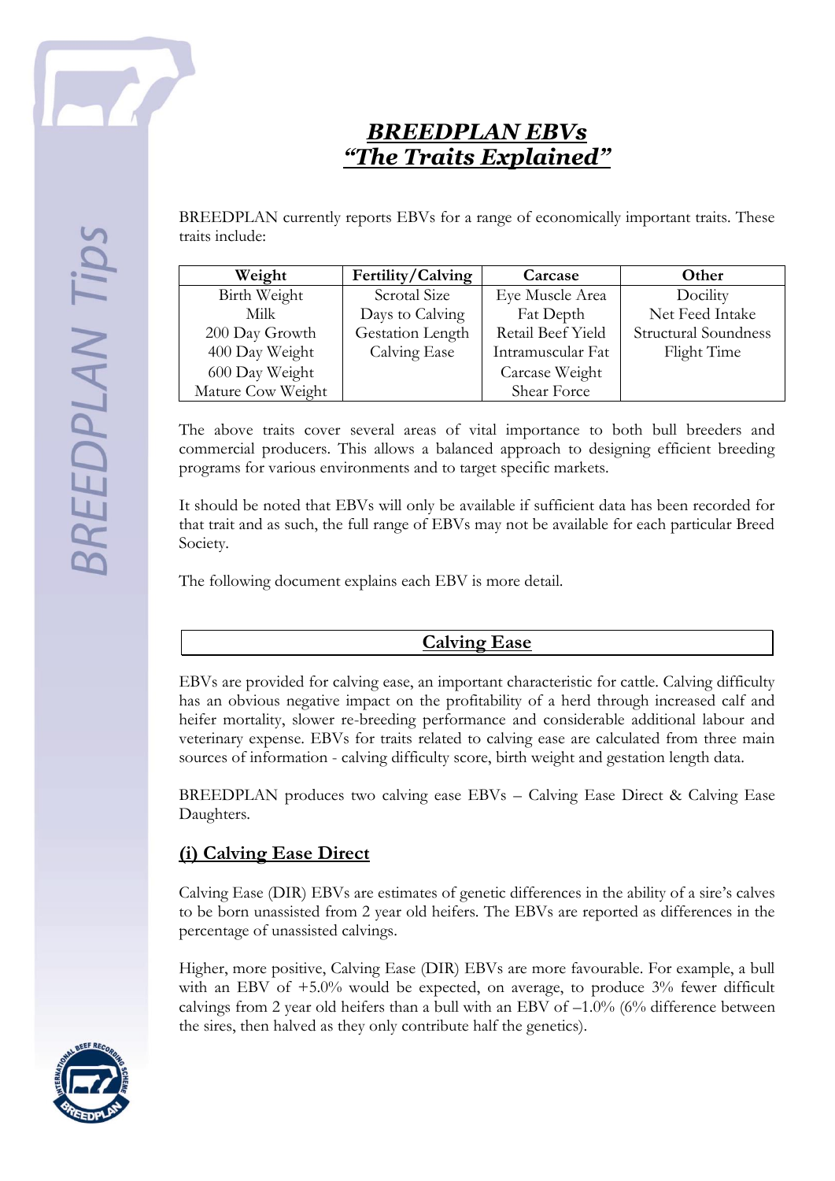# ***BREEDPLAN EBVs***
# ***"The Traits Explained"***

BREEDPLAN currently reports EBVs for a range of economically important traits. These traits include:

| Weight | Fertility/Calving | Carcase | Other |
|---|---|---|---|
| Birth Weight | Scrotal Size | Eye Muscle Area | Docility |
| Milk | Days to Calving | Fat Depth | Net Feed Intake |
| 200 Day Growth | Gestation Length | Retail Beef Yield | Structural Soundness |
| 400 Day Weight | Calving Ease | Intramuscular Fat | Flight Time |
| 600 Day Weight | | Carcase Weight | |
| Mature Cow Weight | | Shear Force | |

The above traits cover several areas of vital importance to both bull breeders and commercial producers. This allows a balanced approach to designing efficient breeding programs for various environments and to target specific markets.

It should be noted that EBVs will only be available if sufficient data has been recorded for that trait and as such, the full range of EBVs may not be available for each particular Breed Society.

The following document explains each EBV is more detail.

## Calving Ease

EBVs are provided for calving ease, an important characteristic for cattle. Calving difficulty has an obvious negative impact on the profitability of a herd through increased calf and heifer mortality, slower re-breeding performance and considerable additional labour and veterinary expense. EBVs for traits related to calving ease are calculated from three main sources of information - calving difficulty score, birth weight and gestation length data.

BREEDPLAN produces two calving ease EBVs – Calving Ease Direct & Calving Ease Daughters.

### (i) Calving Ease Direct

Calving Ease (DIR) EBVs are estimates of genetic differences in the ability of a sire's calves to be born unassisted from 2 year old heifers. The EBVs are reported as differences in the percentage of unassisted calvings.

Higher, more positive, Calving Ease (DIR) EBVs are more favourable. For example, a bull with an EBV of +5.0% would be expected, on average, to produce 3% fewer difficult calvings from 2 year old heifers than a bull with an EBV of –1.0% (6% difference between the sires, then halved as they only contribute half the genetics).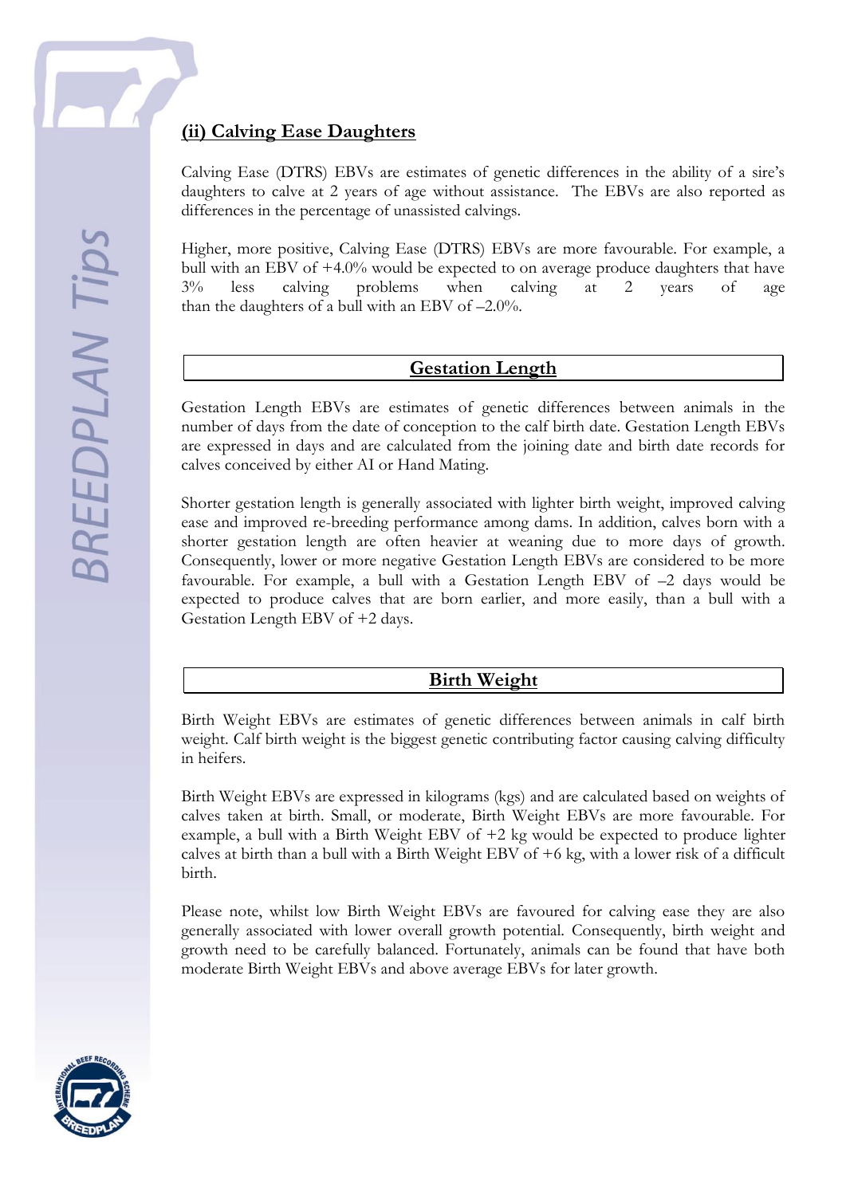### (ii) Calving Ease Daughters

Calving Ease (DTRS) EBVs are estimates of genetic differences in the ability of a sire's daughters to calve at 2 years of age without assistance. The EBVs are also reported as differences in the percentage of unassisted calvings.

Higher, more positive, Calving Ease (DTRS) EBVs are more favourable. For example, a bull with an EBV of +4.0% would be expected to on average produce daughters that have 3% less calving problems when calving at 2 years of age than the daughters of a bull with an EBV of –2.0%.

## Gestation Length

Gestation Length EBVs are estimates of genetic differences between animals in the number of days from the date of conception to the calf birth date. Gestation Length EBVs are expressed in days and are calculated from the joining date and birth date records for calves conceived by either AI or Hand Mating.

Shorter gestation length is generally associated with lighter birth weight, improved calving ease and improved re-breeding performance among dams. In addition, calves born with a shorter gestation length are often heavier at weaning due to more days of growth. Consequently, lower or more negative Gestation Length EBVs are considered to be more favourable. For example, a bull with a Gestation Length EBV of –2 days would be expected to produce calves that are born earlier, and more easily, than a bull with a Gestation Length EBV of +2 days.

## Birth Weight

Birth Weight EBVs are estimates of genetic differences between animals in calf birth weight. Calf birth weight is the biggest genetic contributing factor causing calving difficulty in heifers.

Birth Weight EBVs are expressed in kilograms (kgs) and are calculated based on weights of calves taken at birth. Small, or moderate, Birth Weight EBVs are more favourable. For example, a bull with a Birth Weight EBV of +2 kg would be expected to produce lighter calves at birth than a bull with a Birth Weight EBV of +6 kg, with a lower risk of a difficult birth.

Please note, whilst low Birth Weight EBVs are favoured for calving ease they are also generally associated with lower overall growth potential. Consequently, birth weight and growth need to be carefully balanced. Fortunately, animals can be found that have both moderate Birth Weight EBVs and above average EBVs for later growth.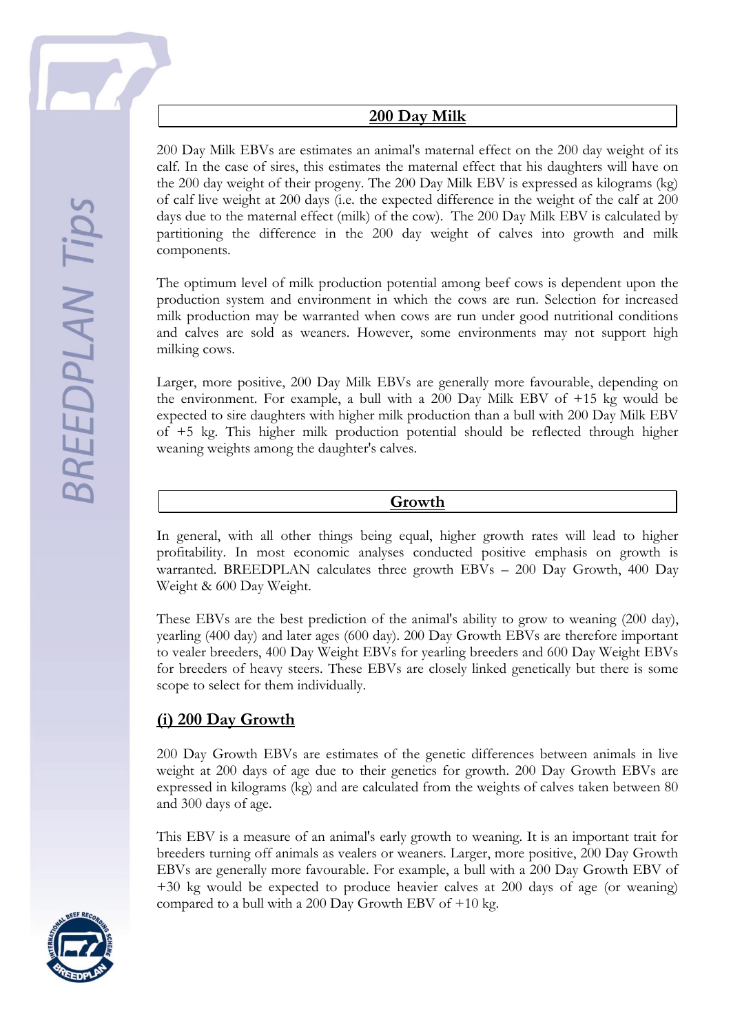## 200 Day Milk

200 Day Milk EBVs are estimates an animal's maternal effect on the 200 day weight of its calf. In the case of sires, this estimates the maternal effect that his daughters will have on the 200 day weight of their progeny. The 200 Day Milk EBV is expressed as kilograms (kg) of calf live weight at 200 days (i.e. the expected difference in the weight of the calf at 200 days due to the maternal effect (milk) of the cow). The 200 Day Milk EBV is calculated by partitioning the difference in the 200 day weight of calves into growth and milk components.

The optimum level of milk production potential among beef cows is dependent upon the production system and environment in which the cows are run. Selection for increased milk production may be warranted when cows are run under good nutritional conditions and calves are sold as weaners. However, some environments may not support high milking cows.

Larger, more positive, 200 Day Milk EBVs are generally more favourable, depending on the environment. For example, a bull with a 200 Day Milk EBV of +15 kg would be expected to sire daughters with higher milk production than a bull with 200 Day Milk EBV of +5 kg. This higher milk production potential should be reflected through higher weaning weights among the daughter's calves.

## Growth

In general, with all other things being equal, higher growth rates will lead to higher profitability. In most economic analyses conducted positive emphasis on growth is warranted. BREEDPLAN calculates three growth EBVs – 200 Day Growth, 400 Day Weight & 600 Day Weight.

These EBVs are the best prediction of the animal's ability to grow to weaning (200 day), yearling (400 day) and later ages (600 day). 200 Day Growth EBVs are therefore important to vealer breeders, 400 Day Weight EBVs for yearling breeders and 600 Day Weight EBVs for breeders of heavy steers. These EBVs are closely linked genetically but there is some scope to select for them individually.

### (i) 200 Day Growth

200 Day Growth EBVs are estimates of the genetic differences between animals in live weight at 200 days of age due to their genetics for growth. 200 Day Growth EBVs are expressed in kilograms (kg) and are calculated from the weights of calves taken between 80 and 300 days of age.

This EBV is a measure of an animal's early growth to weaning. It is an important trait for breeders turning off animals as vealers or weaners. Larger, more positive, 200 Day Growth EBVs are generally more favourable. For example, a bull with a 200 Day Growth EBV of +30 kg would be expected to produce heavier calves at 200 days of age (or weaning) compared to a bull with a 200 Day Growth EBV of +10 kg.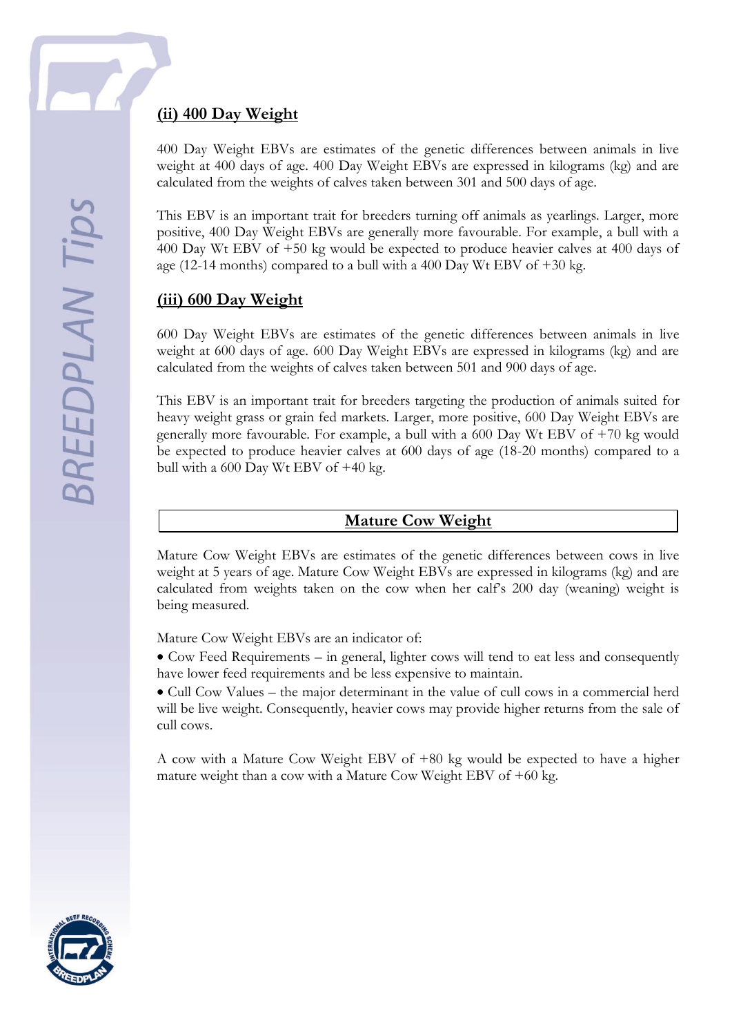### (ii) 400 Day Weight

400 Day Weight EBVs are estimates of the genetic differences between animals in live weight at 400 days of age. 400 Day Weight EBVs are expressed in kilograms (kg) and are calculated from the weights of calves taken between 301 and 500 days of age.

This EBV is an important trait for breeders turning off animals as yearlings. Larger, more positive, 400 Day Weight EBVs are generally more favourable. For example, a bull with a 400 Day Wt EBV of +50 kg would be expected to produce heavier calves at 400 days of age (12-14 months) compared to a bull with a 400 Day Wt EBV of +30 kg.

### (iii) 600 Day Weight

600 Day Weight EBVs are estimates of the genetic differences between animals in live weight at 600 days of age. 600 Day Weight EBVs are expressed in kilograms (kg) and are calculated from the weights of calves taken between 501 and 900 days of age.

This EBV is an important trait for breeders targeting the production of animals suited for heavy weight grass or grain fed markets. Larger, more positive, 600 Day Weight EBVs are generally more favourable. For example, a bull with a 600 Day Wt EBV of +70 kg would be expected to produce heavier calves at 600 days of age (18-20 months) compared to a bull with a 600 Day Wt EBV of +40 kg.

## Mature Cow Weight

Mature Cow Weight EBVs are estimates of the genetic differences between cows in live weight at 5 years of age. Mature Cow Weight EBVs are expressed in kilograms (kg) and are calculated from weights taken on the cow when her calf's 200 day (weaning) weight is being measured.

Mature Cow Weight EBVs are an indicator of:

- Cow Feed Requirements – in general, lighter cows will tend to eat less and consequently have lower feed requirements and be less expensive to maintain.
- Cull Cow Values – the major determinant in the value of cull cows in a commercial herd will be live weight. Consequently, heavier cows may provide higher returns from the sale of cull cows.

A cow with a Mature Cow Weight EBV of +80 kg would be expected to have a higher mature weight than a cow with a Mature Cow Weight EBV of +60 kg.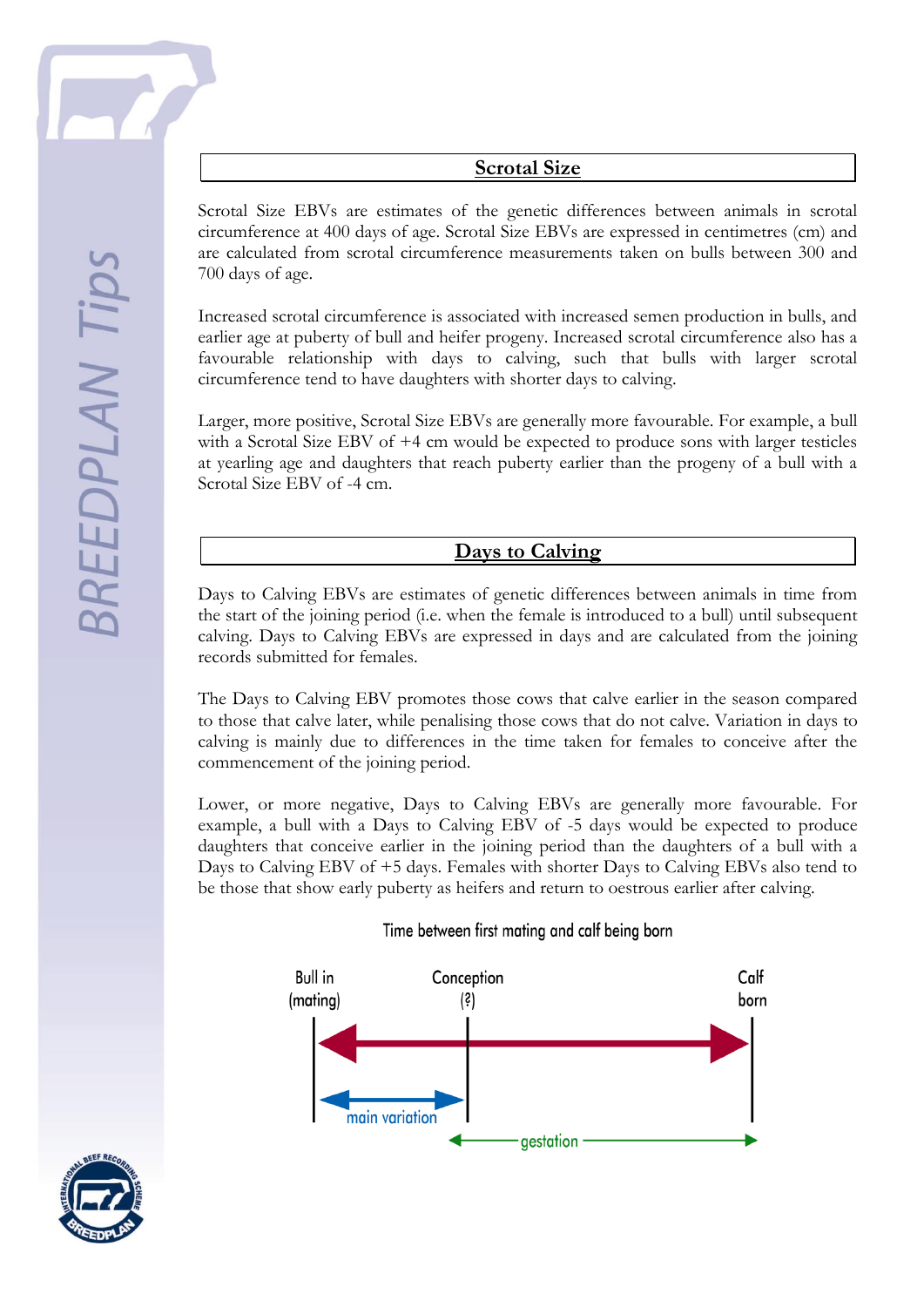## Scrotal Size

Scrotal Size EBVs are estimates of the genetic differences between animals in scrotal circumference at 400 days of age. Scrotal Size EBVs are expressed in centimetres (cm) and are calculated from scrotal circumference measurements taken on bulls between 300 and 700 days of age.

Increased scrotal circumference is associated with increased semen production in bulls, and earlier age at puberty of bull and heifer progeny. Increased scrotal circumference also has a favourable relationship with days to calving, such that bulls with larger scrotal circumference tend to have daughters with shorter days to calving.

Larger, more positive, Scrotal Size EBVs are generally more favourable. For example, a bull with a Scrotal Size EBV of +4 cm would be expected to produce sons with larger testicles at yearling age and daughters that reach puberty earlier than the progeny of a bull with a Scrotal Size EBV of -4 cm.

## Days to Calving

Days to Calving EBVs are estimates of genetic differences between animals in time from the start of the joining period (i.e. when the female is introduced to a bull) until subsequent calving. Days to Calving EBVs are expressed in days and are calculated from the joining records submitted for females.

The Days to Calving EBV promotes those cows that calve earlier in the season compared to those that calve later, while penalising those cows that do not calve. Variation in days to calving is mainly due to differences in the time taken for females to conceive after the commencement of the joining period.

Lower, or more negative, Days to Calving EBVs are generally more favourable. For example, a bull with a Days to Calving EBV of -5 days would be expected to produce daughters that conceive earlier in the joining period than the daughters of a bull with a Days to Calving EBV of +5 days. Females with shorter Days to Calving EBVs also tend to be those that show early puberty as heifers and return to oestrous earlier after calving.

Time between first mating and calf being born

Bull in (mating) — Conception (?) — Calf born

main variation — gestation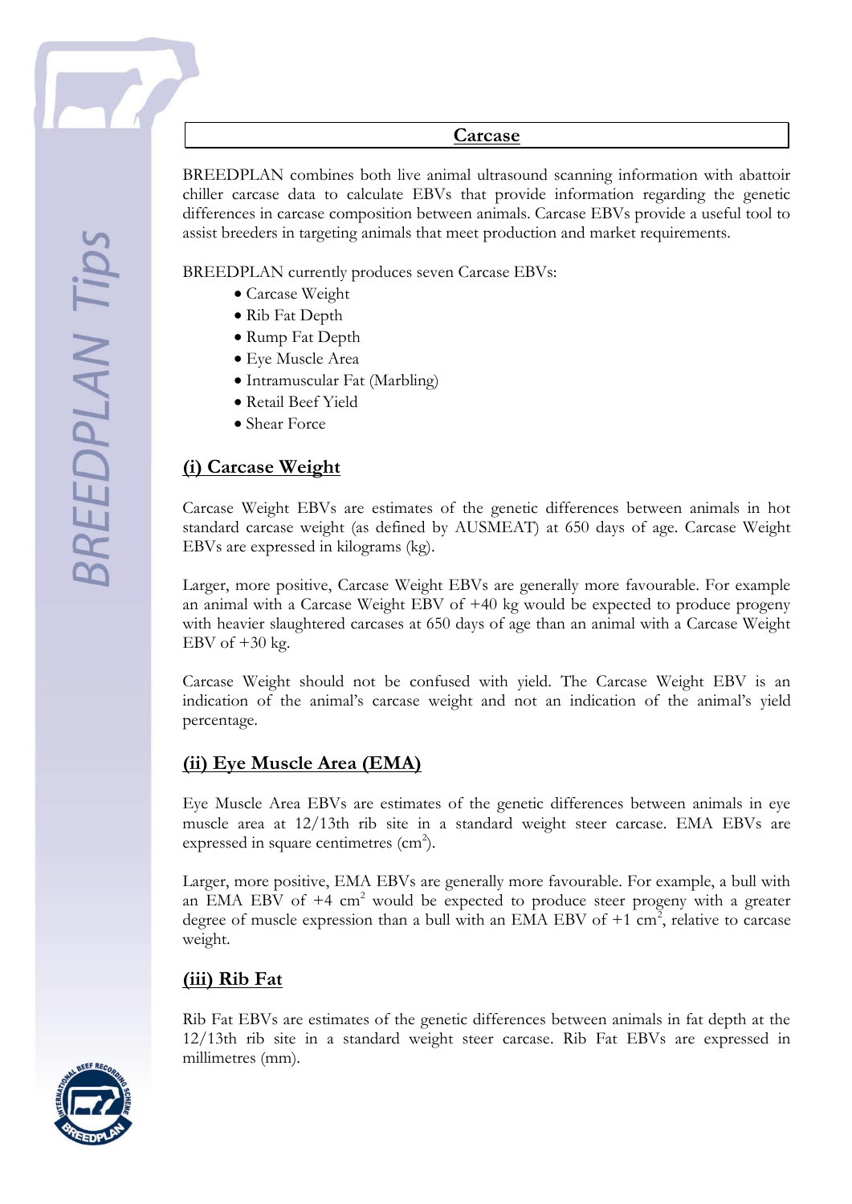## Carcase

BREEDPLAN combines both live animal ultrasound scanning information with abattoir chiller carcase data to calculate EBVs that provide information regarding the genetic differences in carcase composition between animals. Carcase EBVs provide a useful tool to assist breeders in targeting animals that meet production and market requirements.

BREEDPLAN currently produces seven Carcase EBVs:

- Carcase Weight
- Rib Fat Depth
- Rump Fat Depth
- Eye Muscle Area
- Intramuscular Fat (Marbling)
- Retail Beef Yield
- Shear Force

### (i) Carcase Weight

Carcase Weight EBVs are estimates of the genetic differences between animals in hot standard carcase weight (as defined by AUSMEAT) at 650 days of age. Carcase Weight EBVs are expressed in kilograms (kg).

Larger, more positive, Carcase Weight EBVs are generally more favourable. For example an animal with a Carcase Weight EBV of +40 kg would be expected to produce progeny with heavier slaughtered carcases at 650 days of age than an animal with a Carcase Weight EBV of +30 kg.

Carcase Weight should not be confused with yield. The Carcase Weight EBV is an indication of the animal's carcase weight and not an indication of the animal's yield percentage.

### (ii) Eye Muscle Area (EMA)

Eye Muscle Area EBVs are estimates of the genetic differences between animals in eye muscle area at 12/13th rib site in a standard weight steer carcase. EMA EBVs are expressed in square centimetres ($cm^2$).

Larger, more positive, EMA EBVs are generally more favourable. For example, a bull with an EMA EBV of +4 $cm^2$ would be expected to produce steer progeny with a greater degree of muscle expression than a bull with an EMA EBV of +1 $cm^2$, relative to carcase weight.

### (iii) Rib Fat

Rib Fat EBVs are estimates of the genetic differences between animals in fat depth at the 12/13th rib site in a standard weight steer carcase. Rib Fat EBVs are expressed in millimetres (mm).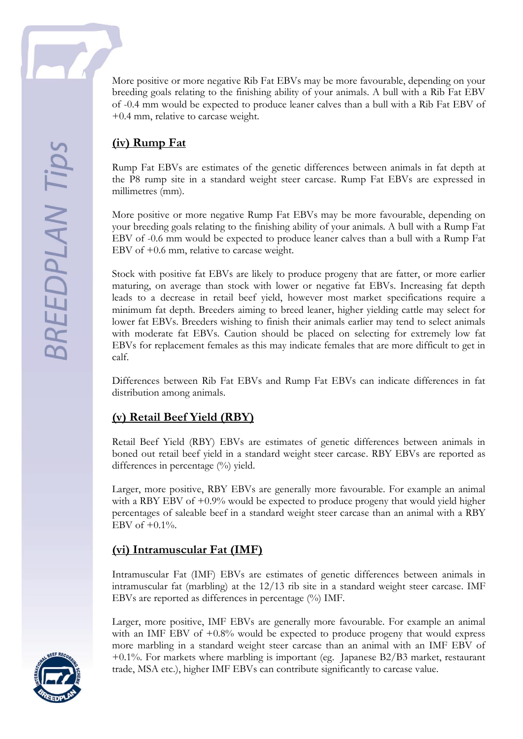More positive or more negative Rib Fat EBVs may be more favourable, depending on your breeding goals relating to the finishing ability of your animals. A bull with a Rib Fat EBV of -0.4 mm would be expected to produce leaner calves than a bull with a Rib Fat EBV of +0.4 mm, relative to carcase weight.

## (iv) Rump Fat

Rump Fat EBVs are estimates of the genetic differences between animals in fat depth at the P8 rump site in a standard weight steer carcase. Rump Fat EBVs are expressed in millimetres (mm).

More positive or more negative Rump Fat EBVs may be more favourable, depending on your breeding goals relating to the finishing ability of your animals. A bull with a Rump Fat EBV of -0.6 mm would be expected to produce leaner calves than a bull with a Rump Fat EBV of +0.6 mm, relative to carcase weight.

Stock with positive fat EBVs are likely to produce progeny that are fatter, or more earlier maturing, on average than stock with lower or negative fat EBVs. Increasing fat depth leads to a decrease in retail beef yield, however most market specifications require a minimum fat depth. Breeders aiming to breed leaner, higher yielding cattle may select for lower fat EBVs. Breeders wishing to finish their animals earlier may tend to select animals with moderate fat EBVs. Caution should be placed on selecting for extremely low fat EBVs for replacement females as this may indicate females that are more difficult to get in calf.

Differences between Rib Fat EBVs and Rump Fat EBVs can indicate differences in fat distribution among animals.

## (v) Retail Beef Yield (RBY)

Retail Beef Yield (RBY) EBVs are estimates of genetic differences between animals in boned out retail beef yield in a standard weight steer carcase. RBY EBVs are reported as differences in percentage (%) yield.

Larger, more positive, RBY EBVs are generally more favourable. For example an animal with a RBY EBV of +0.9% would be expected to produce progeny that would yield higher percentages of saleable beef in a standard weight steer carcase than an animal with a RBY EBV of +0.1%.

## (vi) Intramuscular Fat (IMF)

Intramuscular Fat (IMF) EBVs are estimates of genetic differences between animals in intramuscular fat (marbling) at the 12/13 rib site in a standard weight steer carcase. IMF EBVs are reported as differences in percentage (%) IMF.

Larger, more positive, IMF EBVs are generally more favourable. For example an animal with an IMF EBV of +0.8% would be expected to produce progeny that would express more marbling in a standard weight steer carcase than an animal with an IMF EBV of +0.1%. For markets where marbling is important (eg. Japanese B2/B3 market, restaurant trade, MSA etc.), higher IMF EBVs can contribute significantly to carcase value.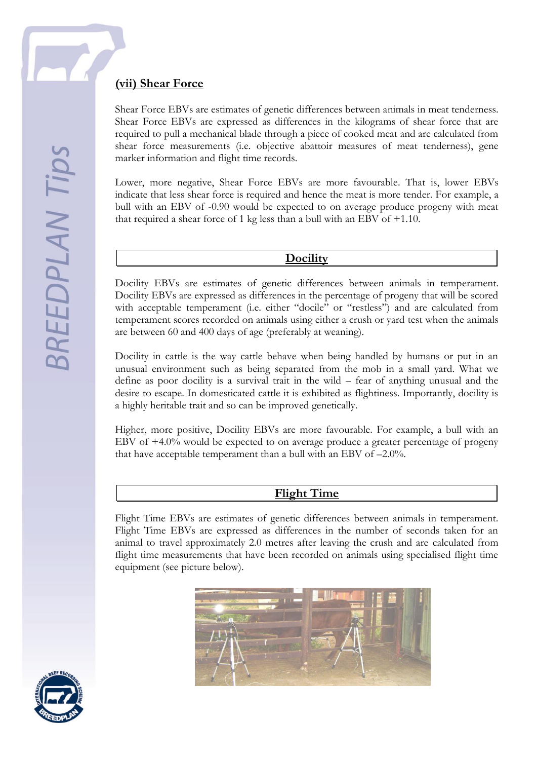### (vii) Shear Force

Shear Force EBVs are estimates of genetic differences between animals in meat tenderness. Shear Force EBVs are expressed as differences in the kilograms of shear force that are required to pull a mechanical blade through a piece of cooked meat and are calculated from shear force measurements (i.e. objective abattoir measures of meat tenderness), gene marker information and flight time records.

Lower, more negative, Shear Force EBVs are more favourable. That is, lower EBVs indicate that less shear force is required and hence the meat is more tender. For example, a bull with an EBV of -0.90 would be expected to on average produce progeny with meat that required a shear force of 1 kg less than a bull with an EBV of +1.10.

## Docility

Docility EBVs are estimates of genetic differences between animals in temperament. Docility EBVs are expressed as differences in the percentage of progeny that will be scored with acceptable temperament (i.e. either "docile" or "restless") and are calculated from temperament scores recorded on animals using either a crush or yard test when the animals are between 60 and 400 days of age (preferably at weaning).

Docility in cattle is the way cattle behave when being handled by humans or put in an unusual environment such as being separated from the mob in a small yard. What we define as poor docility is a survival trait in the wild – fear of anything unusual and the desire to escape. In domesticated cattle it is exhibited as flightiness. Importantly, docility is a highly heritable trait and so can be improved genetically.

Higher, more positive, Docility EBVs are more favourable. For example, a bull with an EBV of +4.0% would be expected to on average produce a greater percentage of progeny that have acceptable temperament than a bull with an EBV of –2.0%.

## Flight Time

Flight Time EBVs are estimates of genetic differences between animals in temperament. Flight Time EBVs are expressed as differences in the number of seconds taken for an animal to travel approximately 2.0 metres after leaving the crush and are calculated from flight time measurements that have been recorded on animals using specialised flight time equipment (see picture below).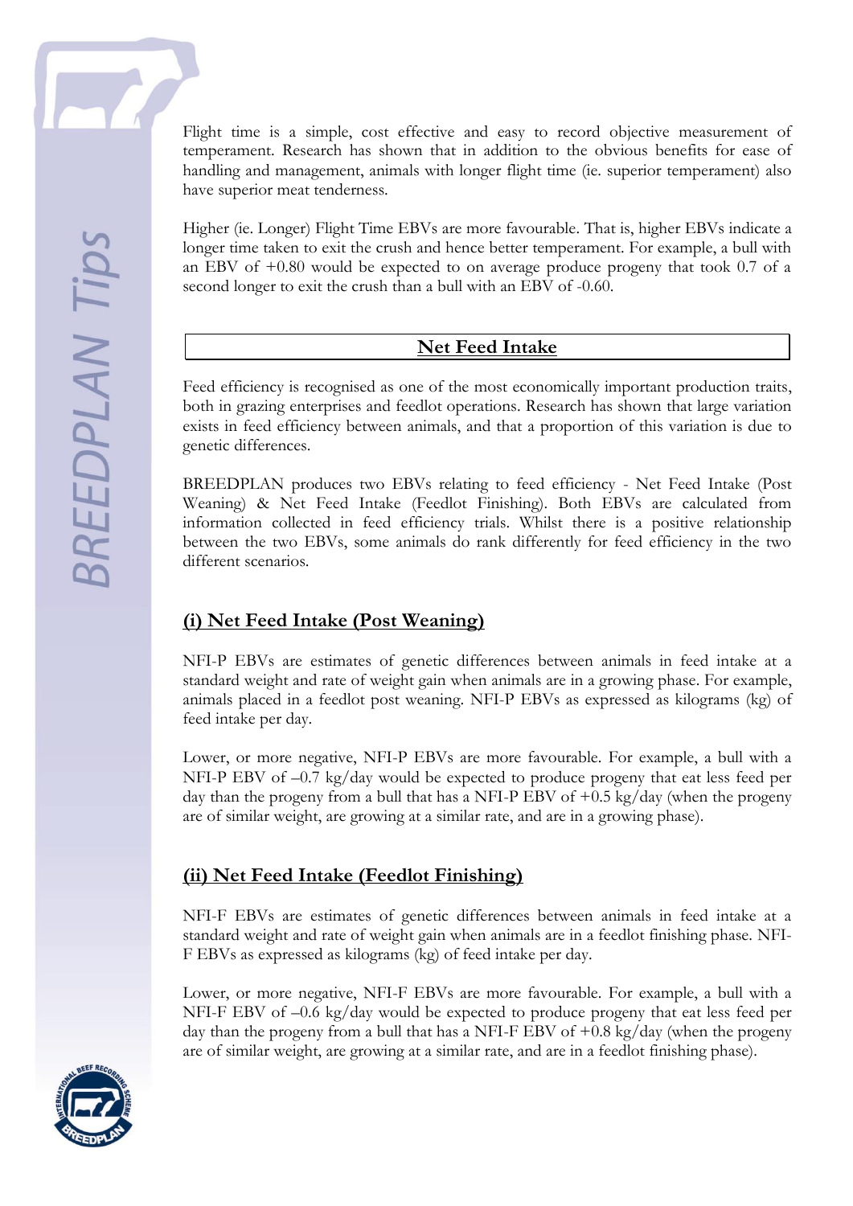Flight time is a simple, cost effective and easy to record objective measurement of temperament. Research has shown that in addition to the obvious benefits for ease of handling and management, animals with longer flight time (ie. superior temperament) also have superior meat tenderness.

Higher (ie. Longer) Flight Time EBVs are more favourable. That is, higher EBVs indicate a longer time taken to exit the crush and hence better temperament. For example, a bull with an EBV of +0.80 would be expected to on average produce progeny that took 0.7 of a second longer to exit the crush than a bull with an EBV of -0.60.

## Net Feed Intake

Feed efficiency is recognised as one of the most economically important production traits, both in grazing enterprises and feedlot operations. Research has shown that large variation exists in feed efficiency between animals, and that a proportion of this variation is due to genetic differences.

BREEDPLAN produces two EBVs relating to feed efficiency - Net Feed Intake (Post Weaning) & Net Feed Intake (Feedlot Finishing). Both EBVs are calculated from information collected in feed efficiency trials. Whilst there is a positive relationship between the two EBVs, some animals do rank differently for feed efficiency in the two different scenarios.

### (i) Net Feed Intake (Post Weaning)

NFI-P EBVs are estimates of genetic differences between animals in feed intake at a standard weight and rate of weight gain when animals are in a growing phase. For example, animals placed in a feedlot post weaning. NFI-P EBVs as expressed as kilograms (kg) of feed intake per day.

Lower, or more negative, NFI-P EBVs are more favourable. For example, a bull with a NFI-P EBV of –0.7 kg/day would be expected to produce progeny that eat less feed per day than the progeny from a bull that has a NFI-P EBV of +0.5 kg/day (when the progeny are of similar weight, are growing at a similar rate, and are in a growing phase).

### (ii) Net Feed Intake (Feedlot Finishing)

NFI-F EBVs are estimates of genetic differences between animals in feed intake at a standard weight and rate of weight gain when animals are in a feedlot finishing phase. NFI-F EBVs as expressed as kilograms (kg) of feed intake per day.

Lower, or more negative, NFI-F EBVs are more favourable. For example, a bull with a NFI-F EBV of –0.6 kg/day would be expected to produce progeny that eat less feed per day than the progeny from a bull that has a NFI-F EBV of +0.8 kg/day (when the progeny are of similar weight, are growing at a similar rate, and are in a feedlot finishing phase).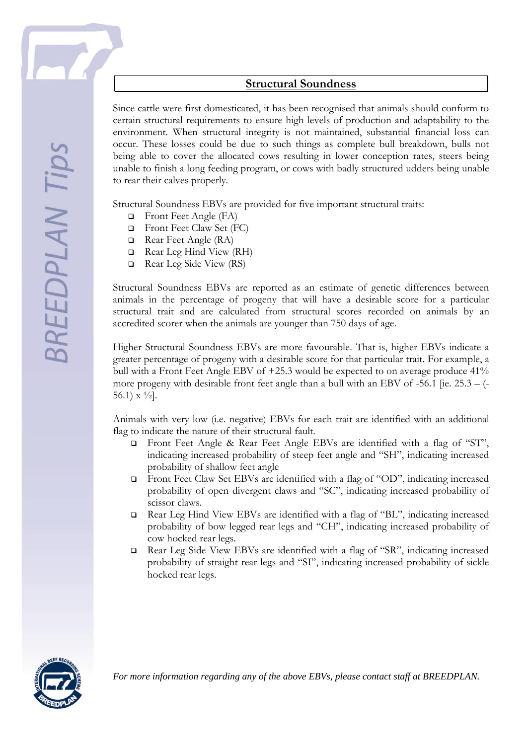## Structural Soundness

Since cattle were first domesticated, it has been recognised that animals should conform to certain structural requirements to ensure high levels of production and adaptability to the environment. When structural integrity is not maintained, substantial financial loss can occur. These losses could be due to such things as complete bull breakdown, bulls not being able to cover the allocated cows resulting in lower conception rates, steers being unable to finish a long feeding program, or cows with badly structured udders being unable to rear their calves properly.

Structural Soundness EBVs are provided for five important structural traits:

- Front Feet Angle (FA)
- Front Feet Claw Set (FC)
- Rear Feet Angle (RA)
- Rear Leg Hind View (RH)
- Rear Leg Side View (RS)

Structural Soundness EBVs are reported as an estimate of genetic differences between animals in the percentage of progeny that will have a desirable score for a particular structural trait and are calculated from structural scores recorded on animals by an accredited scorer when the animals are younger than 750 days of age.

Higher Structural Soundness EBVs are more favourable. That is, higher EBVs indicate a greater percentage of progeny with a desirable score for that particular trait. For example, a bull with a Front Feet Angle EBV of +25.3 would be expected to on average produce 41% more progeny with desirable front feet angle than a bull with an EBV of -56.1 [ie. 25.3 – (-56.1) x ½].

Animals with very low (i.e. negative) EBVs for each trait are identified with an additional flag to indicate the nature of their structural fault.

- Front Feet Angle & Rear Feet Angle EBVs are identified with a flag of "ST", indicating increased probability of steep feet angle and "SH", indicating increased probability of shallow feet angle
- Front Feet Claw Set EBVs are identified with a flag of "OD", indicating increased probability of open divergent claws and "SC", indicating increased probability of scissor claws.
- Rear Leg Hind View EBVs are identified with a flag of "BL", indicating increased probability of bow legged rear legs and "CH", indicating increased probability of cow hocked rear legs.
- Rear Leg Side View EBVs are identified with a flag of "SR", indicating increased probability of straight rear legs and "SI", indicating increased probability of sickle hocked rear legs.

*For more information regarding any of the above EBVs, please contact staff at BREEDPLAN.*